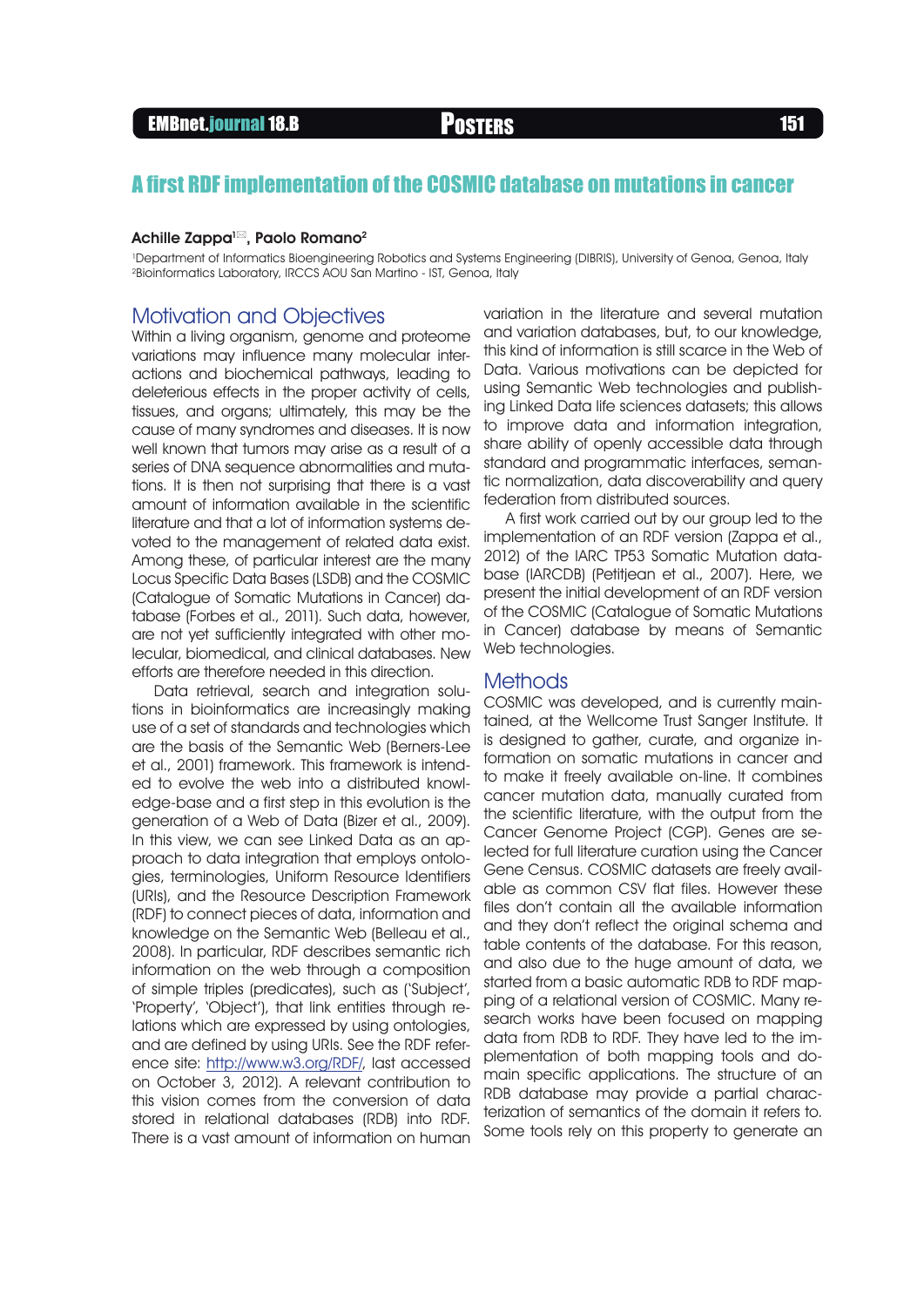# A first RDF implementation of the COSMIC database on mutations in cancer

**Achille Zappa**[1]✉, **Paolo Romano**[2]

[1]Department of Informatics Bioengineering Robotics and Systems Engineering (DIBRIS), University of Genoa, Genoa, Italy
[2]Bioinformatics Laboratory, IRCCS AOU San Martino - IST, Genoa, Italy

## Motivation and Objectives

Within a living organism, genome and proteome variations may influence many molecular interactions and biochemical pathways, leading to deleterious effects in the proper activity of cells, tissues, and organs; ultimately, this may be the cause of many syndromes and diseases. It is now well known that tumors may arise as a result of a series of DNA sequence abnormalities and mutations. It is then not surprising that there is a vast amount of information available in the scientific literature and that a lot of information systems devoted to the management of related data exist. Among these, of particular interest are the many Locus Specific Data Bases (LSDB) and the COSMIC (Catalogue of Somatic Mutations in Cancer) database (Forbes et al., 2011). Such data, however, are not yet sufficiently integrated with other molecular, biomedical, and clinical databases. New efforts are therefore needed in this direction.

Data retrieval, search and integration solutions in bioinformatics are increasingly making use of a set of standards and technologies which are the basis of the Semantic Web (Berners-Lee et al., 2001) framework. This framework is intended to evolve the web into a distributed knowledge-base and a first step in this evolution is the generation of a Web of Data (Bizer et al., 2009). In this view, we can see Linked Data as an approach to data integration that employs ontologies, terminologies, Uniform Resource Identifiers (URIs), and the Resource Description Framework (RDF) to connect pieces of data, information and knowledge on the Semantic Web (Belleau et al., 2008). In particular, RDF describes semantic rich information on the web through a composition of simple triples (predicates), such as ('Subject', 'Property', 'Object'), that link entities through relations which are expressed by using ontologies, and are defined by using URIs. See the RDF reference site: http://www.w3.org/RDF/, last accessed on October 3, 2012). A relevant contribution to this vision comes from the conversion of data stored in relational databases (RDB) into RDF. There is a vast amount of information on human variation in the literature and several mutation and variation databases, but, to our knowledge, this kind of information is still scarce in the Web of Data. Various motivations can be depicted for using Semantic Web technologies and publishing Linked Data life sciences datasets; this allows to improve data and information integration, share ability of openly accessible data through standard and programmatic interfaces, semantic normalization, data discoverability and query federation from distributed sources.

A first work carried out by our group led to the implementation of an RDF version (Zappa et al., 2012) of the IARC TP53 Somatic Mutation database (IARCDB) (Petitjean et al., 2007). Here, we present the initial development of an RDF version of the COSMIC (Catalogue of Somatic Mutations in Cancer) database by means of Semantic Web technologies.

## Methods

COSMIC was developed, and is currently maintained, at the Wellcome Trust Sanger Institute. It is designed to gather, curate, and organize information on somatic mutations in cancer and to make it freely available on-line. It combines cancer mutation data, manually curated from the scientific literature, with the output from the Cancer Genome Project (CGP). Genes are selected for full literature curation using the Cancer Gene Census. COSMIC datasets are freely available as common CSV flat files. However these files don't contain all the available information and they don't reflect the original schema and table contents of the database. For this reason, and also due to the huge amount of data, we started from a basic automatic RDB to RDF mapping of a relational version of COSMIC. Many research works have been focused on mapping data from RDB to RDF. They have led to the implementation of both mapping tools and domain specific applications. The structure of an RDB database may provide a partial characterization of semantics of the domain it refers to. Some tools rely on this property to generate an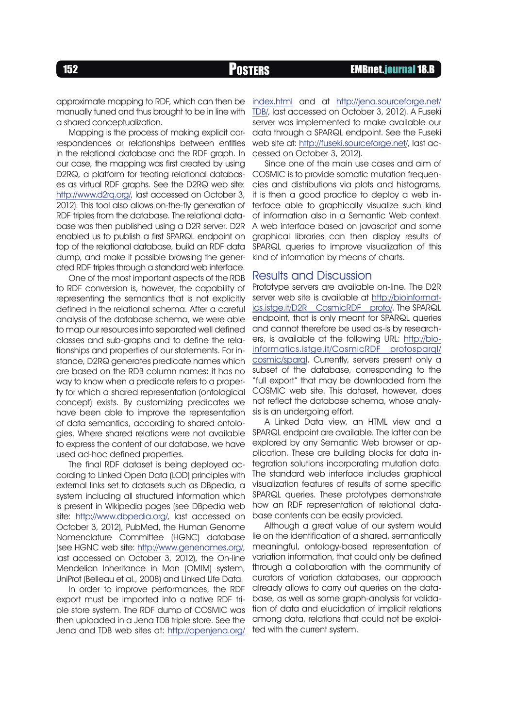approximate mapping to RDF, which can then be manually tuned and thus brought to be in line with a shared conceptualization.

Mapping is the process of making explicit correspondences or relationships between entities in the relational database and the RDF graph. In our case, the mapping was first created by using D2RQ, a platform for treating relational databases as virtual RDF graphs. See the D2RQ web site: http://www.d2rq.org/, last accessed on October 3, 2012). This tool also allows on-the-fly generation of RDF triples from the database. The relational database was then published using a D2R server. D2R enabled us to publish a first SPARQL endpoint on top of the relational database, build an RDF data dump, and make it possible browsing the generated RDF triples through a standard web interface.

One of the most important aspects of the RDB to RDF conversion is, however, the capability of representing the semantics that is not explicitly defined in the relational schema. After a careful analysis of the database schema, we were able to map our resources into separated well defined classes and sub-graphs and to define the relationships and properties of our statements. For instance, D2RQ generates predicate names which are based on the RDB column names: it has no way to know when a predicate refers to a property for which a shared representation (ontological concept) exists. By customizing predicates we have been able to improve the representation of data semantics, according to shared ontologies. Where shared relations were not available to express the content of our database, we have used ad-hoc defined properties.

The final RDF dataset is being deployed according to Linked Open Data (LOD) principles with external links set to datasets such as DBpedia, a system including all structured information which is present in Wikipedia pages (see DBpedia web site: http://www.dbpedia.org/, last accessed on October 3, 2012), PubMed, the Human Genome Nomenclature Committee (HGNC) database (see HGNC web site: http://www.genenames.org/, last accessed on October 3, 2012), the On-line Mendelian Inheritance in Man (OMIM) system, UniProt (Belleau et al., 2008) and Linked Life Data.

In order to improve performances, the RDF export must be imported into a native RDF triple store system. The RDF dump of COSMIC was then uploaded in a Jena TDB triple store. See the Jena and TDB web sites at: http://openjena.org/index.html and at http://jena.sourceforge.net/TDB/, last accessed on October 3, 2012). A Fuseki server was implemented to make available our data through a SPARQL endpoint. See the Fuseki web site at: http://fuseki.sourceforge.net/, last accessed on October 3, 2012).

Since one of the main use cases and aim of COSMIC is to provide somatic mutation frequencies and distributions via plots and histograms, it is then a good practice to deploy a web interface able to graphically visualize such kind of information also in a Semantic Web context. A web interface based on javascript and some graphical libraries can then display results of SPARQL queries to improve visualization of this kind of information by means of charts.

## Results and Discussion

Prototype servers are available on-line. The D2R server web site is available at http://bioinformatics.istge.it/D2R_CosmicRDF_proto/. The SPARQL endpoint, that is only meant for SPARQL queries and cannot therefore be used as-is by researchers, is available at the following URL: http://bioinformatics.istge.it/CosmicRDF_protosparql/cosmic/sparql. Currently, servers present only a subset of the database, corresponding to the "full export" that may be downloaded from the COSMIC web site. This dataset, however, does not reflect the database schema, whose analysis is an undergoing effort.

A Linked Data view, an HTML view and a SPARQL endpoint are available. The latter can be explored by any Semantic Web browser or application. These are building blocks for data integration solutions incorporating mutation data. The standard web interface includes graphical visualization features of results of some specific SPARQL queries. These prototypes demonstrate how an RDF representation of relational database contents can be easily provided.

Although a great value of our system would lie on the identification of a shared, semantically meaningful, ontology-based representation of variation information, that could only be defined through a collaboration with the community of curators of variation databases, our approach already allows to carry out queries on the database, as well as some graph-analysis for validation of data and elucidation of implicit relations among data, relations that could not be exploited with the current system.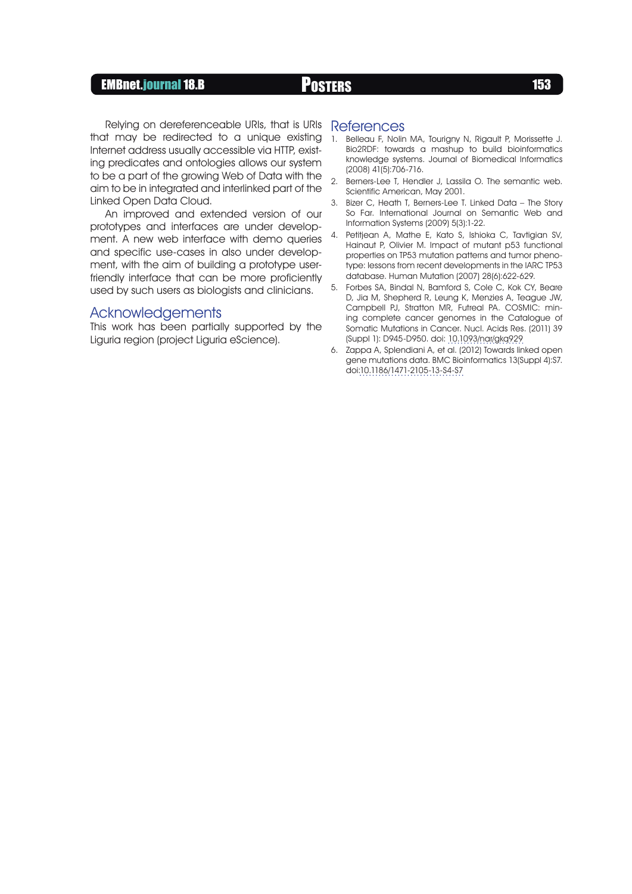Relying on dereferenceable URIs, that is URIs that may be redirected to a unique existing Internet address usually accessible via HTTP, existing predicates and ontologies allows our system to be a part of the growing Web of Data with the aim to be in integrated and interlinked part of the Linked Open Data Cloud.

An improved and extended version of our prototypes and interfaces are under development. A new web interface with demo queries and specific use-cases in also under development, with the aim of building a prototype user-friendly interface that can be more proficiently used by such users as biologists and clinicians.

## Acknowledgements

This work has been partially supported by the Liguria region (project Liguria eScience).

## References

1. Belleau F, Nolin MA, Tourigny N, Rigault P, Morissette J. Bio2RDF: towards a mashup to build bioinformatics knowledge systems. Journal of Biomedical Informatics (2008) 41(5):706-716.
2. Berners-Lee T, Hendler J, Lassila O. The semantic web. Scientific American, May 2001.
3. Bizer C, Heath T, Berners-Lee T. Linked Data – The Story So Far. International Journal on Semantic Web and Information Systems (2009) 5(3):1-22.
4. Petitjean A, Mathe E, Kato S, Ishioka C, Tavtigian SV, Hainaut P, Olivier M. Impact of mutant p53 functional properties on TP53 mutation patterns and tumor phenotype: lessons from recent developments in the IARC TP53 database. Human Mutation (2007) 28(6):622-629.
5. Forbes SA, Bindal N, Bamford S, Cole C, Kok CY, Beare D, Jia M, Shepherd R, Leung K, Menzies A, Teague JW, Campbell PJ, Stratton MR, Futreal PA. COSMIC: mining complete cancer genomes in the Catalogue of Somatic Mutations in Cancer. Nucl. Acids Res. (2011) 39 (Suppl 1): D945-D950. doi: 10.1093/nar/gkq929
6. Zappa A, Splendiani A, et al. (2012) Towards linked open gene mutations data. BMC Bioinformatics 13(Suppl 4):S7. doi:10.1186/1471-2105-13-S4-S7